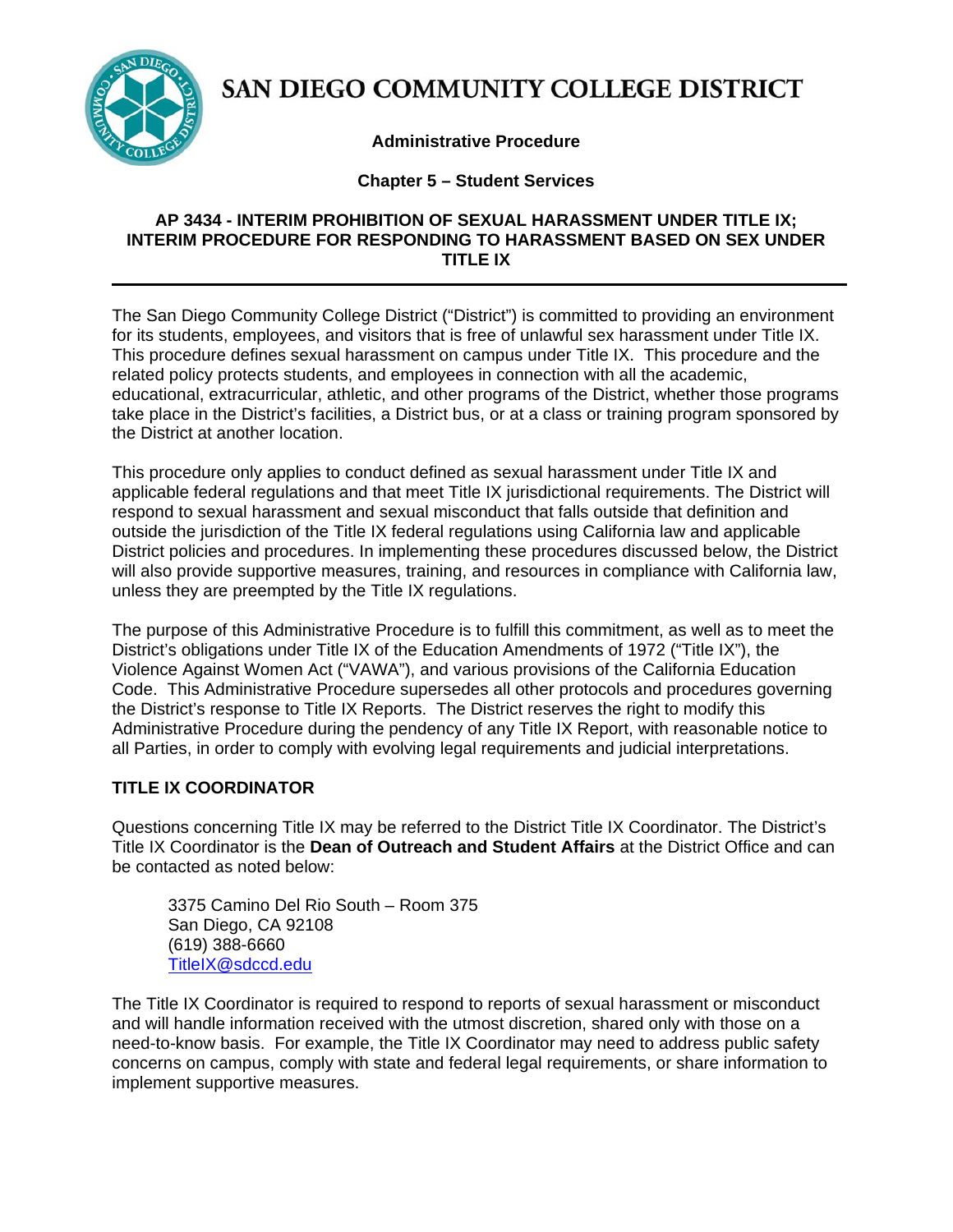# SAN DIEGO COMMUNITY COLLEGE DISTRICT

**Administrative Procedure**

**Chapter 5 – Student Services**

## AP 3434 - INTERIM PROHIBITION OF SEXUAL HARASSMENT UNDER TITLE IX; INTERIM PROCEDURE FOR RESPONDING TO HARASSMENT BASED ON SEX UNDER TITLE IX

---

The San Diego Community College District ("District") is committed to providing an environment for its students, employees, and visitors that is free of unlawful sex harassment under Title IX. This procedure defines sexual harassment on campus under Title IX. This procedure and the related policy protects students, and employees in connection with all the academic, educational, extracurricular, athletic, and other programs of the District, whether those programs take place in the District's facilities, a District bus, or at a class or training program sponsored by the District at another location.

This procedure only applies to conduct defined as sexual harassment under Title IX and applicable federal regulations and that meet Title IX jurisdictional requirements. The District will respond to sexual harassment and sexual misconduct that falls outside that definition and outside the jurisdiction of the Title IX federal regulations using California law and applicable District policies and procedures. In implementing these procedures discussed below, the District will also provide supportive measures, training, and resources in compliance with California law, unless they are preempted by the Title IX regulations.

The purpose of this Administrative Procedure is to fulfill this commitment, as well as to meet the District's obligations under Title IX of the Education Amendments of 1972 ("Title IX"), the Violence Against Women Act ("VAWA"), and various provisions of the California Education Code. This Administrative Procedure supersedes all other protocols and procedures governing the District's response to Title IX Reports. The District reserves the right to modify this Administrative Procedure during the pendency of any Title IX Report, with reasonable notice to all Parties, in order to comply with evolving legal requirements and judicial interpretations.

### TITLE IX COORDINATOR

Questions concerning Title IX may be referred to the District Title IX Coordinator. The District's Title IX Coordinator is the **Dean of Outreach and Student Affairs** at the District Office and can be contacted as noted below:

3375 Camino Del Rio South – Room 375
San Diego, CA 92108
(619) 388-6660
TitleIX@sdccd.edu

The Title IX Coordinator is required to respond to reports of sexual harassment or misconduct and will handle information received with the utmost discretion, shared only with those on a need-to-know basis. For example, the Title IX Coordinator may need to address public safety concerns on campus, comply with state and federal legal requirements, or share information to implement supportive measures.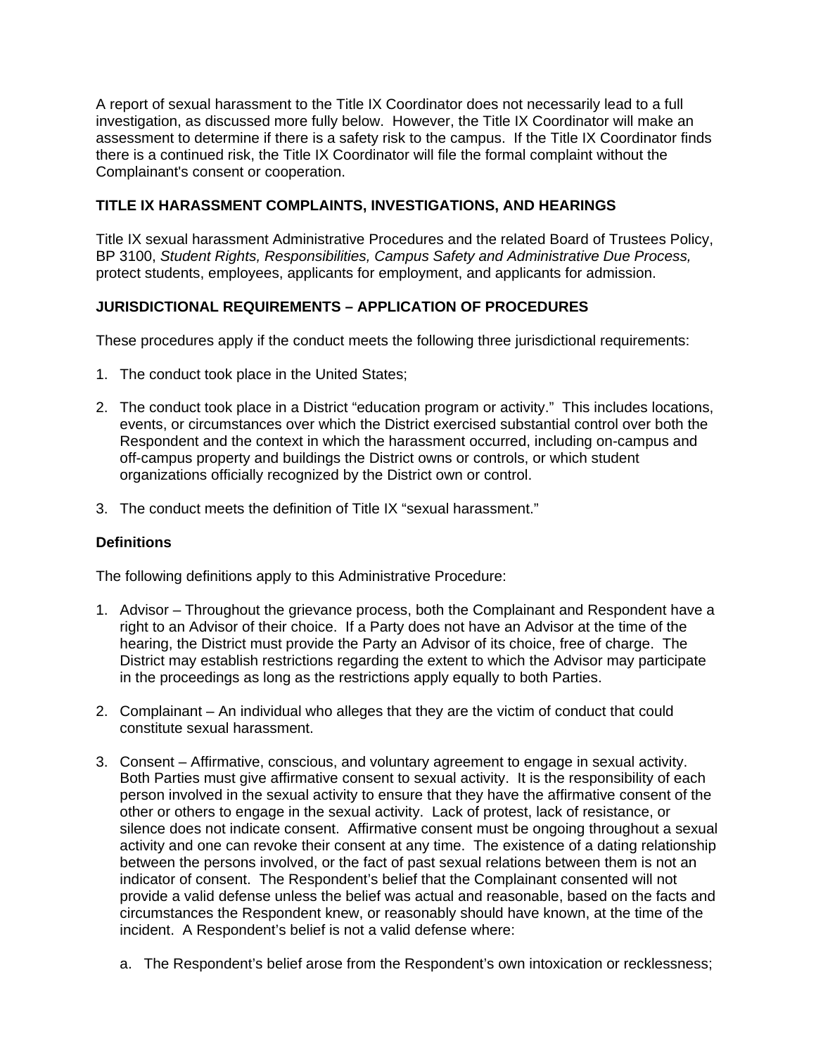A report of sexual harassment to the Title IX Coordinator does not necessarily lead to a full investigation, as discussed more fully below. However, the Title IX Coordinator will make an assessment to determine if there is a safety risk to the campus. If the Title IX Coordinator finds there is a continued risk, the Title IX Coordinator will file the formal complaint without the Complainant's consent or cooperation.

## TITLE IX HARASSMENT COMPLAINTS, INVESTIGATIONS, AND HEARINGS

Title IX sexual harassment Administrative Procedures and the related Board of Trustees Policy, BP 3100, *Student Rights, Responsibilities, Campus Safety and Administrative Due Process,* protect students, employees, applicants for employment, and applicants for admission.

## JURISDICTIONAL REQUIREMENTS – APPLICATION OF PROCEDURES

These procedures apply if the conduct meets the following three jurisdictional requirements:

1. The conduct took place in the United States;

2. The conduct took place in a District "education program or activity." This includes locations, events, or circumstances over which the District exercised substantial control over both the Respondent and the context in which the harassment occurred, including on-campus and off-campus property and buildings the District owns or controls, or which student organizations officially recognized by the District own or control.

3. The conduct meets the definition of Title IX "sexual harassment."

### Definitions

The following definitions apply to this Administrative Procedure:

1. Advisor – Throughout the grievance process, both the Complainant and Respondent have a right to an Advisor of their choice. If a Party does not have an Advisor at the time of the hearing, the District must provide the Party an Advisor of its choice, free of charge. The District may establish restrictions regarding the extent to which the Advisor may participate in the proceedings as long as the restrictions apply equally to both Parties.

2. Complainant – An individual who alleges that they are the victim of conduct that could constitute sexual harassment.

3. Consent – Affirmative, conscious, and voluntary agreement to engage in sexual activity. Both Parties must give affirmative consent to sexual activity. It is the responsibility of each person involved in the sexual activity to ensure that they have the affirmative consent of the other or others to engage in the sexual activity. Lack of protest, lack of resistance, or silence does not indicate consent. Affirmative consent must be ongoing throughout a sexual activity and one can revoke their consent at any time. The existence of a dating relationship between the persons involved, or the fact of past sexual relations between them is not an indicator of consent. The Respondent's belief that the Complainant consented will not provide a valid defense unless the belief was actual and reasonable, based on the facts and circumstances the Respondent knew, or reasonably should have known, at the time of the incident. A Respondent's belief is not a valid defense where:

   a. The Respondent's belief arose from the Respondent's own intoxication or recklessness;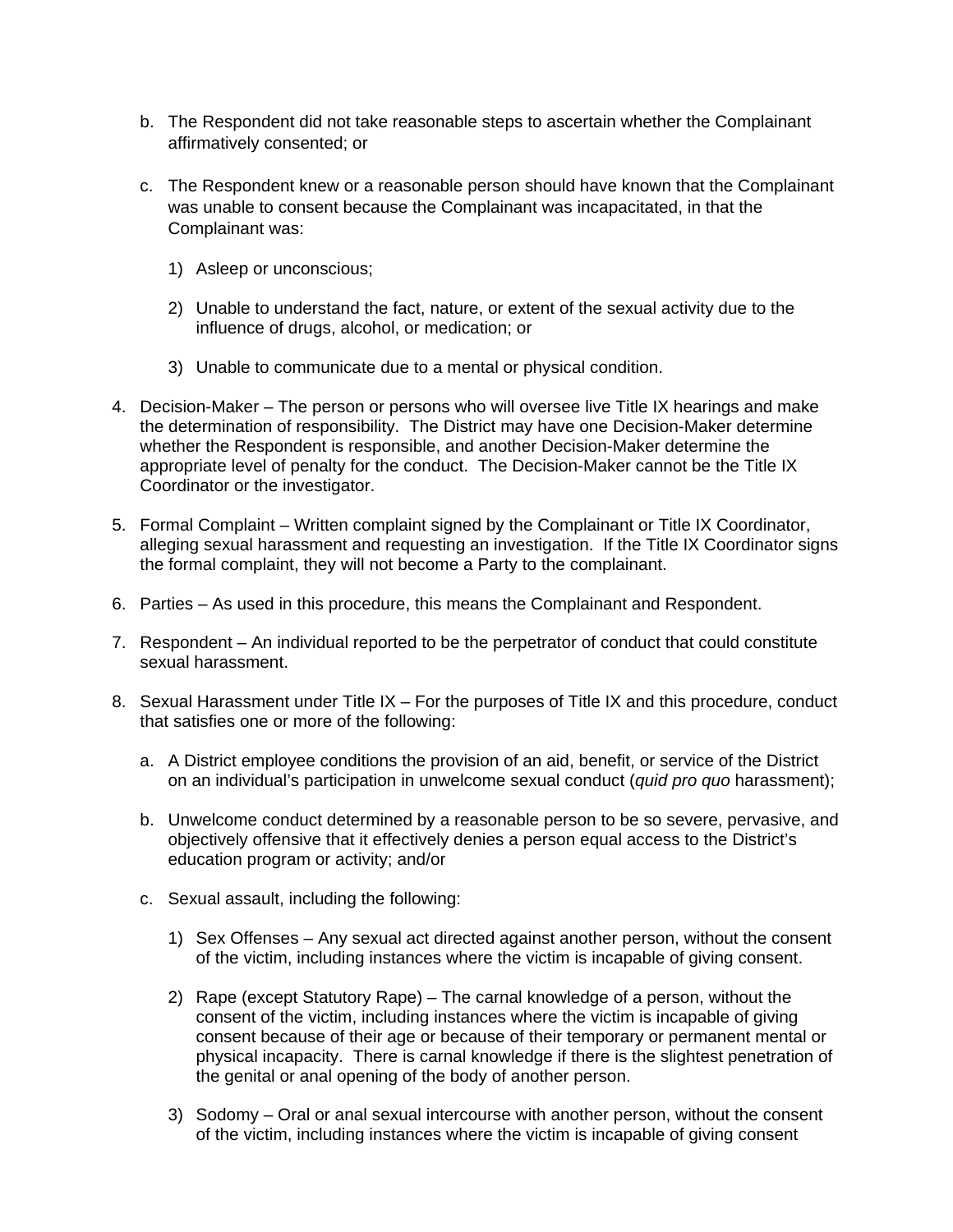b. The Respondent did not take reasonable steps to ascertain whether the Complainant affirmatively consented; or

c. The Respondent knew or a reasonable person should have known that the Complainant was unable to consent because the Complainant was incapacitated, in that the Complainant was:

   1) Asleep or unconscious;

   2) Unable to understand the fact, nature, or extent of the sexual activity due to the influence of drugs, alcohol, or medication; or

   3) Unable to communicate due to a mental or physical condition.

4. Decision-Maker – The person or persons who will oversee live Title IX hearings and make the determination of responsibility. The District may have one Decision-Maker determine whether the Respondent is responsible, and another Decision-Maker determine the appropriate level of penalty for the conduct. The Decision-Maker cannot be the Title IX Coordinator or the investigator.

5. Formal Complaint – Written complaint signed by the Complainant or Title IX Coordinator, alleging sexual harassment and requesting an investigation. If the Title IX Coordinator signs the formal complaint, they will not become a Party to the complainant.

6. Parties – As used in this procedure, this means the Complainant and Respondent.

7. Respondent – An individual reported to be the perpetrator of conduct that could constitute sexual harassment.

8. Sexual Harassment under Title IX – For the purposes of Title IX and this procedure, conduct that satisfies one or more of the following:

   a. A District employee conditions the provision of an aid, benefit, or service of the District on an individual's participation in unwelcome sexual conduct (*quid pro quo* harassment);

   b. Unwelcome conduct determined by a reasonable person to be so severe, pervasive, and objectively offensive that it effectively denies a person equal access to the District's education program or activity; and/or

   c. Sexual assault, including the following:

      1) Sex Offenses – Any sexual act directed against another person, without the consent of the victim, including instances where the victim is incapable of giving consent.

      2) Rape (except Statutory Rape) – The carnal knowledge of a person, without the consent of the victim, including instances where the victim is incapable of giving consent because of their age or because of their temporary or permanent mental or physical incapacity. There is carnal knowledge if there is the slightest penetration of the genital or anal opening of the body of another person.

      3) Sodomy – Oral or anal sexual intercourse with another person, without the consent of the victim, including instances where the victim is incapable of giving consent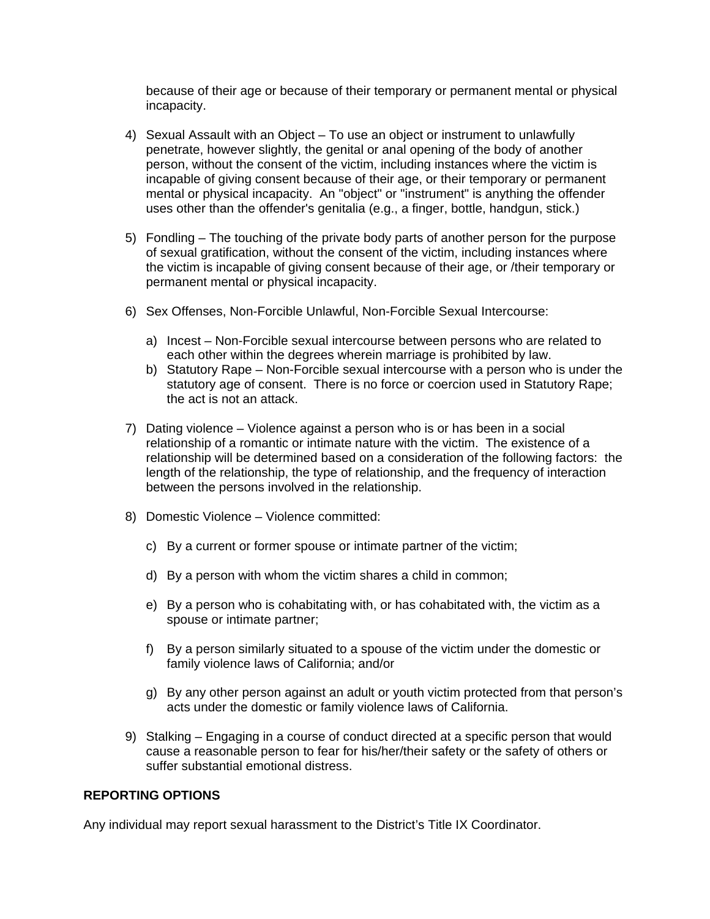because of their age or because of their temporary or permanent mental or physical incapacity.

4) Sexual Assault with an Object – To use an object or instrument to unlawfully penetrate, however slightly, the genital or anal opening of the body of another person, without the consent of the victim, including instances where the victim is incapable of giving consent because of their age, or their temporary or permanent mental or physical incapacity. An "object" or "instrument" is anything the offender uses other than the offender's genitalia (e.g., a finger, bottle, handgun, stick.)

5) Fondling – The touching of the private body parts of another person for the purpose of sexual gratification, without the consent of the victim, including instances where the victim is incapable of giving consent because of their age, or /their temporary or permanent mental or physical incapacity.

6) Sex Offenses, Non-Forcible Unlawful, Non-Forcible Sexual Intercourse:

   a) Incest – Non-Forcible sexual intercourse between persons who are related to each other within the degrees wherein marriage is prohibited by law.
   b) Statutory Rape – Non-Forcible sexual intercourse with a person who is under the statutory age of consent. There is no force or coercion used in Statutory Rape; the act is not an attack.

7) Dating violence – Violence against a person who is or has been in a social relationship of a romantic or intimate nature with the victim. The existence of a relationship will be determined based on a consideration of the following factors: the length of the relationship, the type of relationship, and the frequency of interaction between the persons involved in the relationship.

8) Domestic Violence – Violence committed:

   c) By a current or former spouse or intimate partner of the victim;

   d) By a person with whom the victim shares a child in common;

   e) By a person who is cohabitating with, or has cohabitated with, the victim as a spouse or intimate partner;

   f) By a person similarly situated to a spouse of the victim under the domestic or family violence laws of California; and/or

   g) By any other person against an adult or youth victim protected from that person's acts under the domestic or family violence laws of California.

9) Stalking – Engaging in a course of conduct directed at a specific person that would cause a reasonable person to fear for his/her/their safety or the safety of others or suffer substantial emotional distress.

**REPORTING OPTIONS**

Any individual may report sexual harassment to the District's Title IX Coordinator.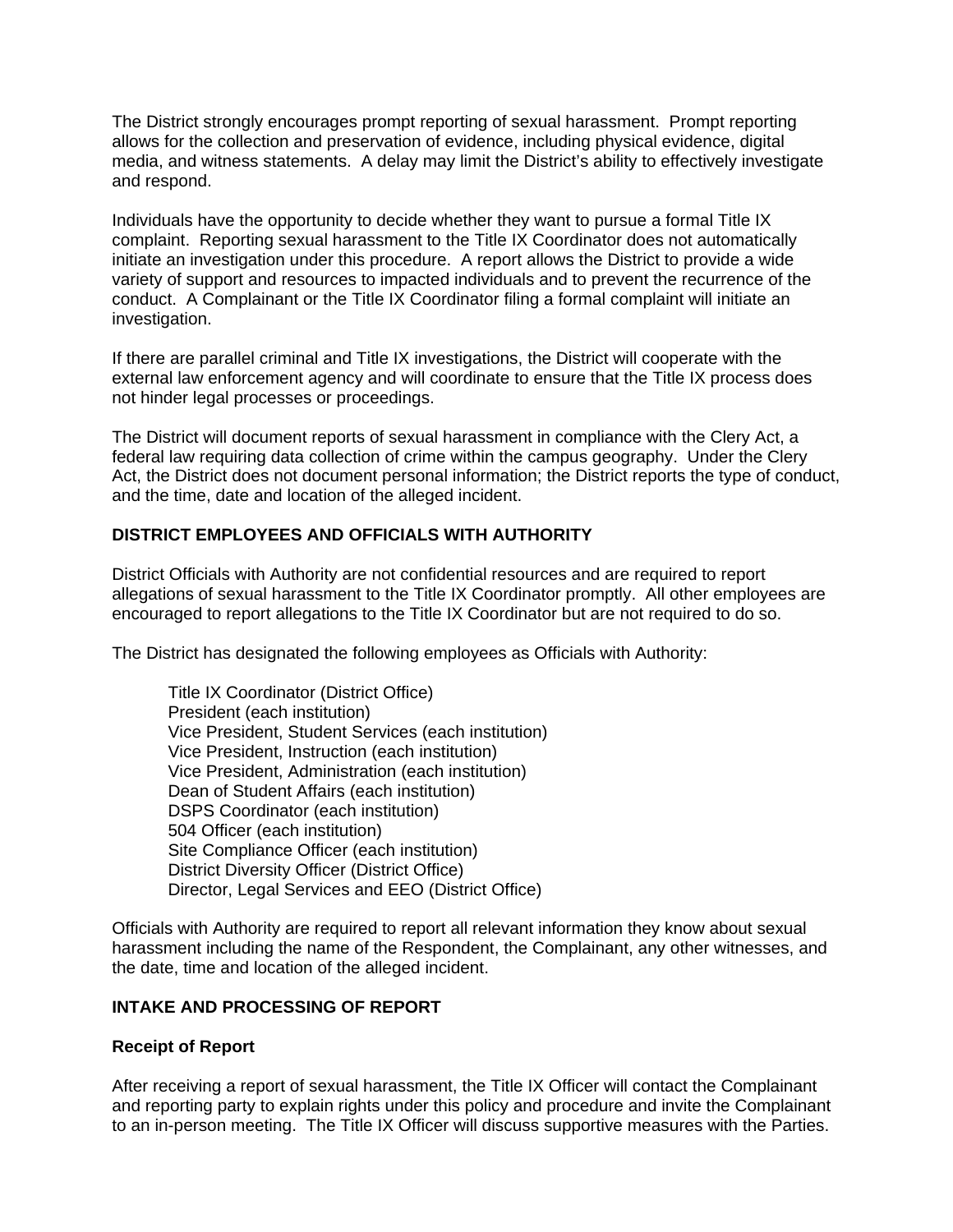The District strongly encourages prompt reporting of sexual harassment. Prompt reporting allows for the collection and preservation of evidence, including physical evidence, digital media, and witness statements. A delay may limit the District's ability to effectively investigate and respond.

Individuals have the opportunity to decide whether they want to pursue a formal Title IX complaint. Reporting sexual harassment to the Title IX Coordinator does not automatically initiate an investigation under this procedure. A report allows the District to provide a wide variety of support and resources to impacted individuals and to prevent the recurrence of the conduct. A Complainant or the Title IX Coordinator filing a formal complaint will initiate an investigation.

If there are parallel criminal and Title IX investigations, the District will cooperate with the external law enforcement agency and will coordinate to ensure that the Title IX process does not hinder legal processes or proceedings.

The District will document reports of sexual harassment in compliance with the Clery Act, a federal law requiring data collection of crime within the campus geography. Under the Clery Act, the District does not document personal information; the District reports the type of conduct, and the time, date and location of the alleged incident.

**DISTRICT EMPLOYEES AND OFFICIALS WITH AUTHORITY**

District Officials with Authority are not confidential resources and are required to report allegations of sexual harassment to the Title IX Coordinator promptly. All other employees are encouraged to report allegations to the Title IX Coordinator but are not required to do so.

The District has designated the following employees as Officials with Authority:

Title IX Coordinator (District Office)  
President (each institution)  
Vice President, Student Services (each institution)  
Vice President, Instruction (each institution)  
Vice President, Administration (each institution)  
Dean of Student Affairs (each institution)  
DSPS Coordinator (each institution)  
504 Officer (each institution)  
Site Compliance Officer (each institution)  
District Diversity Officer (District Office)  
Director, Legal Services and EEO (District Office)

Officials with Authority are required to report all relevant information they know about sexual harassment including the name of the Respondent, the Complainant, any other witnesses, and the date, time and location of the alleged incident.

**INTAKE AND PROCESSING OF REPORT**

**Receipt of Report**

After receiving a report of sexual harassment, the Title IX Officer will contact the Complainant and reporting party to explain rights under this policy and procedure and invite the Complainant to an in-person meeting. The Title IX Officer will discuss supportive measures with the Parties.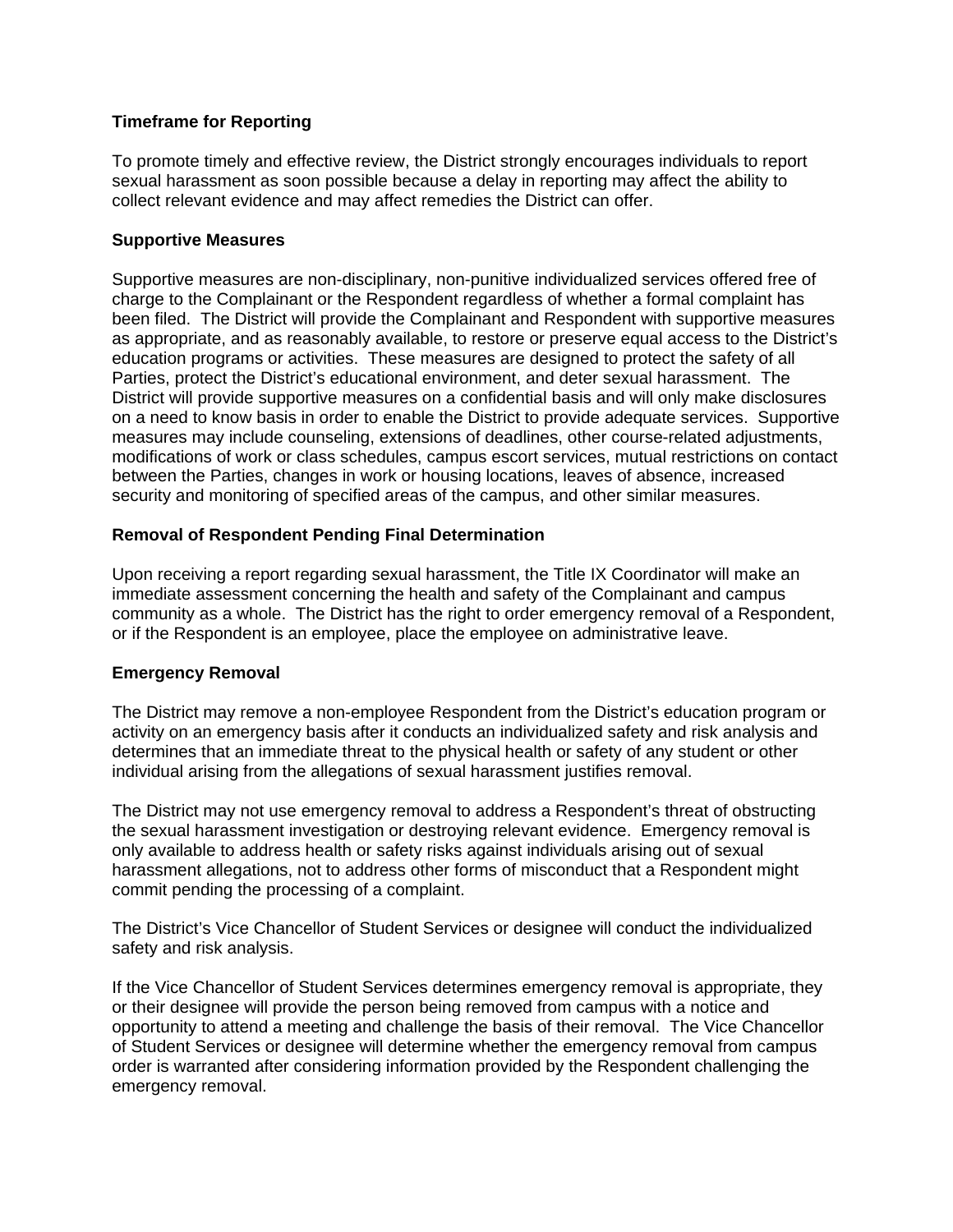**Timeframe for Reporting**

To promote timely and effective review, the District strongly encourages individuals to report sexual harassment as soon possible because a delay in reporting may affect the ability to collect relevant evidence and may affect remedies the District can offer.

**Supportive Measures**

Supportive measures are non-disciplinary, non-punitive individualized services offered free of charge to the Complainant or the Respondent regardless of whether a formal complaint has been filed. The District will provide the Complainant and Respondent with supportive measures as appropriate, and as reasonably available, to restore or preserve equal access to the District's education programs or activities. These measures are designed to protect the safety of all Parties, protect the District's educational environment, and deter sexual harassment. The District will provide supportive measures on a confidential basis and will only make disclosures on a need to know basis in order to enable the District to provide adequate services. Supportive measures may include counseling, extensions of deadlines, other course-related adjustments, modifications of work or class schedules, campus escort services, mutual restrictions on contact between the Parties, changes in work or housing locations, leaves of absence, increased security and monitoring of specified areas of the campus, and other similar measures.

**Removal of Respondent Pending Final Determination**

Upon receiving a report regarding sexual harassment, the Title IX Coordinator will make an immediate assessment concerning the health and safety of the Complainant and campus community as a whole. The District has the right to order emergency removal of a Respondent, or if the Respondent is an employee, place the employee on administrative leave.

**Emergency Removal**

The District may remove a non-employee Respondent from the District's education program or activity on an emergency basis after it conducts an individualized safety and risk analysis and determines that an immediate threat to the physical health or safety of any student or other individual arising from the allegations of sexual harassment justifies removal.

The District may not use emergency removal to address a Respondent's threat of obstructing the sexual harassment investigation or destroying relevant evidence. Emergency removal is only available to address health or safety risks against individuals arising out of sexual harassment allegations, not to address other forms of misconduct that a Respondent might commit pending the processing of a complaint.

The District's Vice Chancellor of Student Services or designee will conduct the individualized safety and risk analysis.

If the Vice Chancellor of Student Services determines emergency removal is appropriate, they or their designee will provide the person being removed from campus with a notice and opportunity to attend a meeting and challenge the basis of their removal. The Vice Chancellor of Student Services or designee will determine whether the emergency removal from campus order is warranted after considering information provided by the Respondent challenging the emergency removal.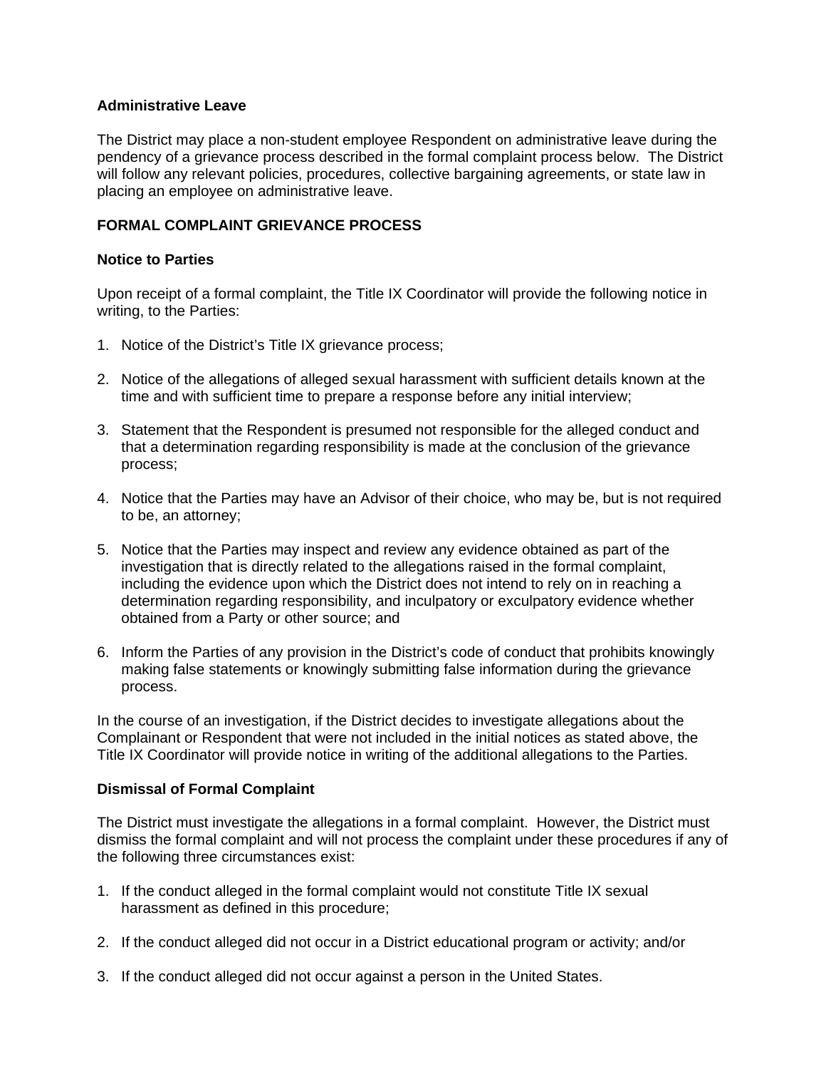**Administrative Leave**

The District may place a non-student employee Respondent on administrative leave during the pendency of a grievance process described in the formal complaint process below. The District will follow any relevant policies, procedures, collective bargaining agreements, or state law in placing an employee on administrative leave.

**FORMAL COMPLAINT GRIEVANCE PROCESS**

**Notice to Parties**

Upon receipt of a formal complaint, the Title IX Coordinator will provide the following notice in writing, to the Parties:

1. Notice of the District's Title IX grievance process;

2. Notice of the allegations of alleged sexual harassment with sufficient details known at the time and with sufficient time to prepare a response before any initial interview;

3. Statement that the Respondent is presumed not responsible for the alleged conduct and that a determination regarding responsibility is made at the conclusion of the grievance process;

4. Notice that the Parties may have an Advisor of their choice, who may be, but is not required to be, an attorney;

5. Notice that the Parties may inspect and review any evidence obtained as part of the investigation that is directly related to the allegations raised in the formal complaint, including the evidence upon which the District does not intend to rely on in reaching a determination regarding responsibility, and inculpatory or exculpatory evidence whether obtained from a Party or other source; and

6. Inform the Parties of any provision in the District's code of conduct that prohibits knowingly making false statements or knowingly submitting false information during the grievance process.

In the course of an investigation, if the District decides to investigate allegations about the Complainant or Respondent that were not included in the initial notices as stated above, the Title IX Coordinator will provide notice in writing of the additional allegations to the Parties.

**Dismissal of Formal Complaint**

The District must investigate the allegations in a formal complaint. However, the District must dismiss the formal complaint and will not process the complaint under these procedures if any of the following three circumstances exist:

1. If the conduct alleged in the formal complaint would not constitute Title IX sexual harassment as defined in this procedure;

2. If the conduct alleged did not occur in a District educational program or activity; and/or

3. If the conduct alleged did not occur against a person in the United States.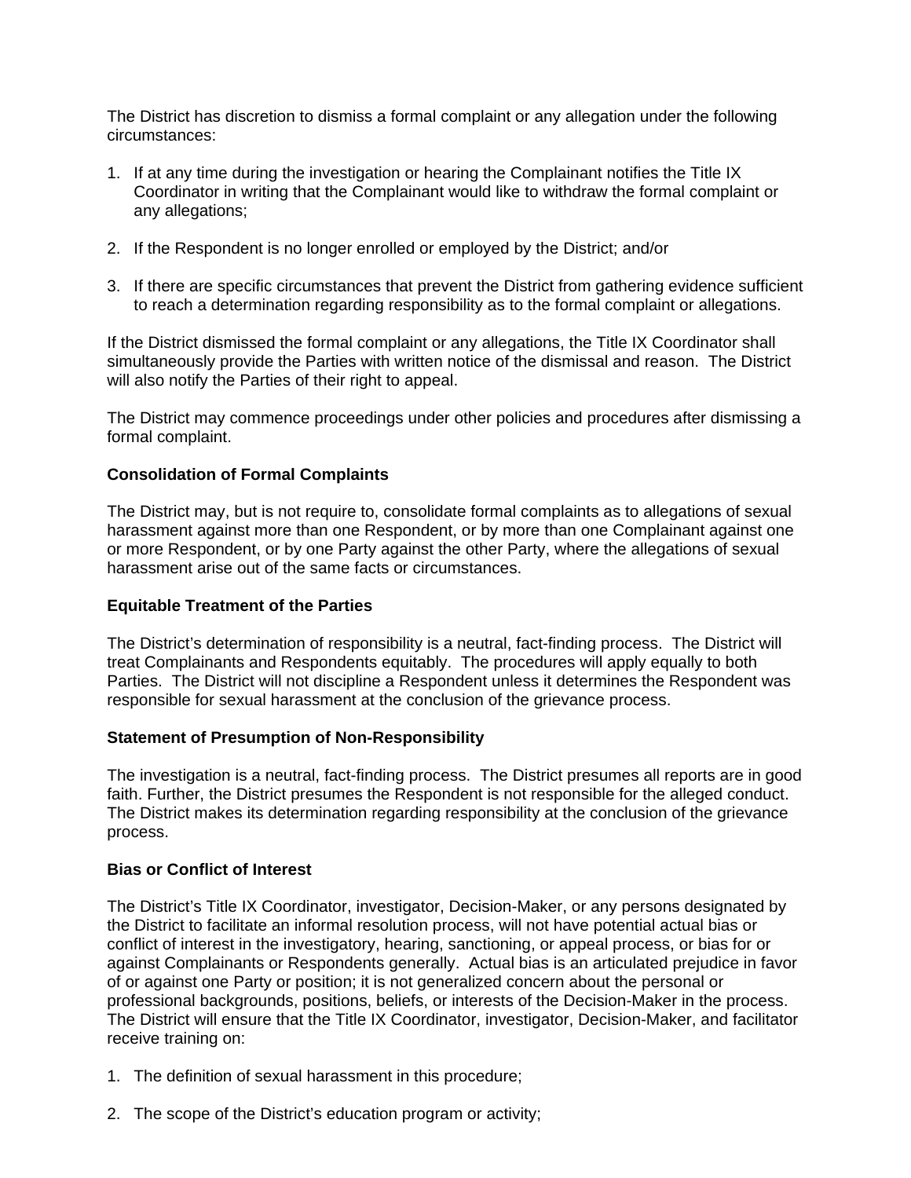The District has discretion to dismiss a formal complaint or any allegation under the following circumstances:

1. If at any time during the investigation or hearing the Complainant notifies the Title IX Coordinator in writing that the Complainant would like to withdraw the formal complaint or any allegations;

2. If the Respondent is no longer enrolled or employed by the District; and/or

3. If there are specific circumstances that prevent the District from gathering evidence sufficient to reach a determination regarding responsibility as to the formal complaint or allegations.

If the District dismissed the formal complaint or any allegations, the Title IX Coordinator shall simultaneously provide the Parties with written notice of the dismissal and reason. The District will also notify the Parties of their right to appeal.

The District may commence proceedings under other policies and procedures after dismissing a formal complaint.

**Consolidation of Formal Complaints**

The District may, but is not require to, consolidate formal complaints as to allegations of sexual harassment against more than one Respondent, or by more than one Complainant against one or more Respondent, or by one Party against the other Party, where the allegations of sexual harassment arise out of the same facts or circumstances.

**Equitable Treatment of the Parties**

The District's determination of responsibility is a neutral, fact-finding process. The District will treat Complainants and Respondents equitably. The procedures will apply equally to both Parties. The District will not discipline a Respondent unless it determines the Respondent was responsible for sexual harassment at the conclusion of the grievance process.

**Statement of Presumption of Non-Responsibility**

The investigation is a neutral, fact-finding process. The District presumes all reports are in good faith. Further, the District presumes the Respondent is not responsible for the alleged conduct. The District makes its determination regarding responsibility at the conclusion of the grievance process.

**Bias or Conflict of Interest**

The District's Title IX Coordinator, investigator, Decision-Maker, or any persons designated by the District to facilitate an informal resolution process, will not have potential actual bias or conflict of interest in the investigatory, hearing, sanctioning, or appeal process, or bias for or against Complainants or Respondents generally. Actual bias is an articulated prejudice in favor of or against one Party or position; it is not generalized concern about the personal or professional backgrounds, positions, beliefs, or interests of the Decision-Maker in the process. The District will ensure that the Title IX Coordinator, investigator, Decision-Maker, and facilitator receive training on:

1. The definition of sexual harassment in this procedure;

2. The scope of the District's education program or activity;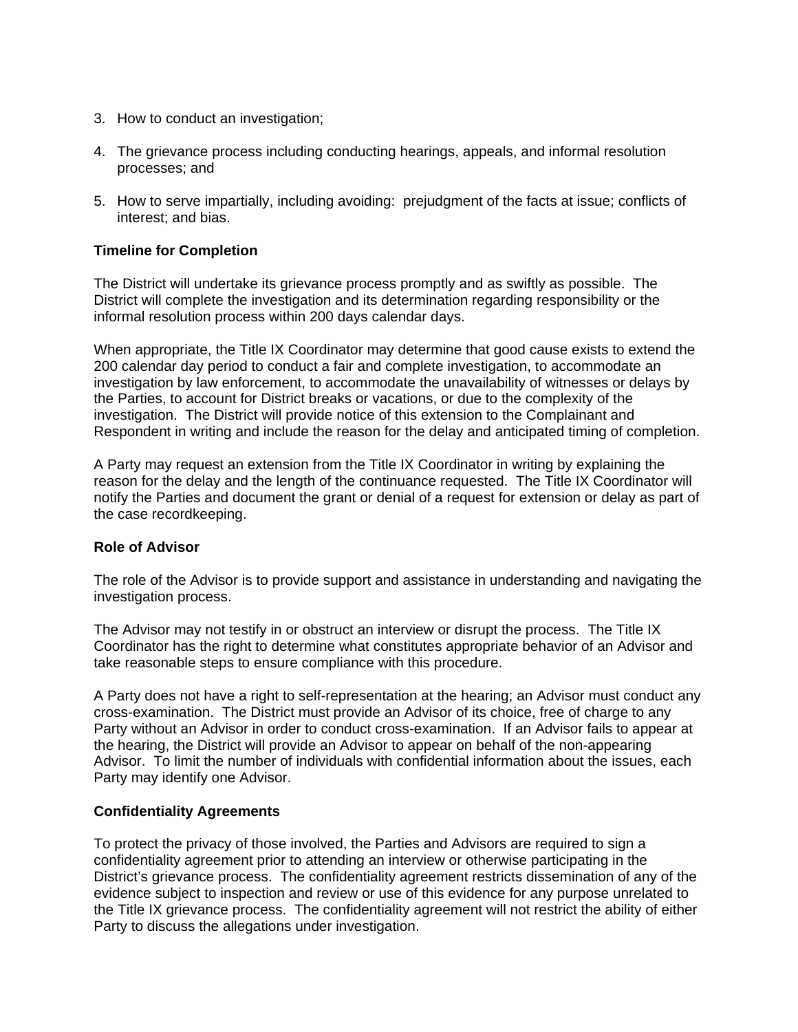3. How to conduct an investigation;

4. The grievance process including conducting hearings, appeals, and informal resolution processes; and

5. How to serve impartially, including avoiding: prejudgment of the facts at issue; conflicts of interest; and bias.

**Timeline for Completion**

The District will undertake its grievance process promptly and as swiftly as possible. The District will complete the investigation and its determination regarding responsibility or the informal resolution process within 200 days calendar days.

When appropriate, the Title IX Coordinator may determine that good cause exists to extend the 200 calendar day period to conduct a fair and complete investigation, to accommodate an investigation by law enforcement, to accommodate the unavailability of witnesses or delays by the Parties, to account for District breaks or vacations, or due to the complexity of the investigation. The District will provide notice of this extension to the Complainant and Respondent in writing and include the reason for the delay and anticipated timing of completion.

A Party may request an extension from the Title IX Coordinator in writing by explaining the reason for the delay and the length of the continuance requested. The Title IX Coordinator will notify the Parties and document the grant or denial of a request for extension or delay as part of the case recordkeeping.

**Role of Advisor**

The role of the Advisor is to provide support and assistance in understanding and navigating the investigation process.

The Advisor may not testify in or obstruct an interview or disrupt the process. The Title IX Coordinator has the right to determine what constitutes appropriate behavior of an Advisor and take reasonable steps to ensure compliance with this procedure.

A Party does not have a right to self-representation at the hearing; an Advisor must conduct any cross-examination. The District must provide an Advisor of its choice, free of charge to any Party without an Advisor in order to conduct cross-examination. If an Advisor fails to appear at the hearing, the District will provide an Advisor to appear on behalf of the non-appearing Advisor. To limit the number of individuals with confidential information about the issues, each Party may identify one Advisor.

**Confidentiality Agreements**

To protect the privacy of those involved, the Parties and Advisors are required to sign a confidentiality agreement prior to attending an interview or otherwise participating in the District's grievance process. The confidentiality agreement restricts dissemination of any of the evidence subject to inspection and review or use of this evidence for any purpose unrelated to the Title IX grievance process. The confidentiality agreement will not restrict the ability of either Party to discuss the allegations under investigation.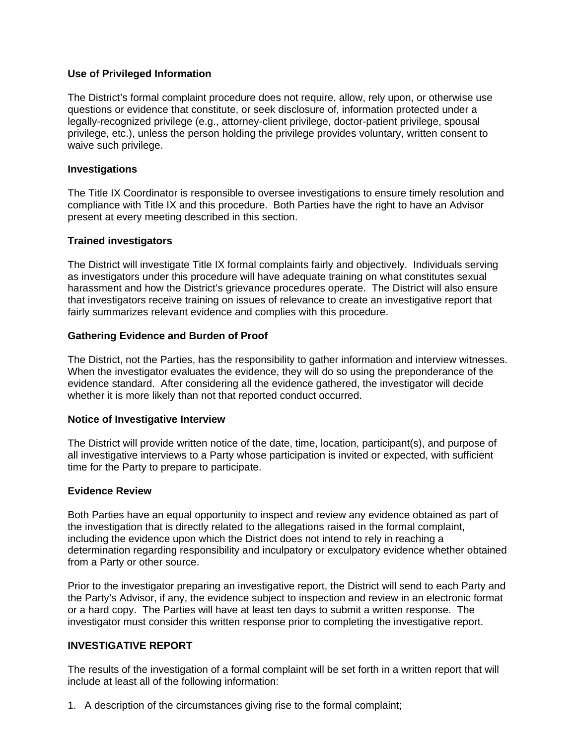**Use of Privileged Information**

The District's formal complaint procedure does not require, allow, rely upon, or otherwise use questions or evidence that constitute, or seek disclosure of, information protected under a legally-recognized privilege (e.g., attorney-client privilege, doctor-patient privilege, spousal privilege, etc.), unless the person holding the privilege provides voluntary, written consent to waive such privilege.

**Investigations**

The Title IX Coordinator is responsible to oversee investigations to ensure timely resolution and compliance with Title IX and this procedure. Both Parties have the right to have an Advisor present at every meeting described in this section.

**Trained investigators**

The District will investigate Title IX formal complaints fairly and objectively. Individuals serving as investigators under this procedure will have adequate training on what constitutes sexual harassment and how the District's grievance procedures operate. The District will also ensure that investigators receive training on issues of relevance to create an investigative report that fairly summarizes relevant evidence and complies with this procedure.

**Gathering Evidence and Burden of Proof**

The District, not the Parties, has the responsibility to gather information and interview witnesses. When the investigator evaluates the evidence, they will do so using the preponderance of the evidence standard. After considering all the evidence gathered, the investigator will decide whether it is more likely than not that reported conduct occurred.

**Notice of Investigative Interview**

The District will provide written notice of the date, time, location, participant(s), and purpose of all investigative interviews to a Party whose participation is invited or expected, with sufficient time for the Party to prepare to participate.

**Evidence Review**

Both Parties have an equal opportunity to inspect and review any evidence obtained as part of the investigation that is directly related to the allegations raised in the formal complaint, including the evidence upon which the District does not intend to rely in reaching a determination regarding responsibility and inculpatory or exculpatory evidence whether obtained from a Party or other source.

Prior to the investigator preparing an investigative report, the District will send to each Party and the Party's Advisor, if any, the evidence subject to inspection and review in an electronic format or a hard copy. The Parties will have at least ten days to submit a written response. The investigator must consider this written response prior to completing the investigative report.

**INVESTIGATIVE REPORT**

The results of the investigation of a formal complaint will be set forth in a written report that will include at least all of the following information:

1. A description of the circumstances giving rise to the formal complaint;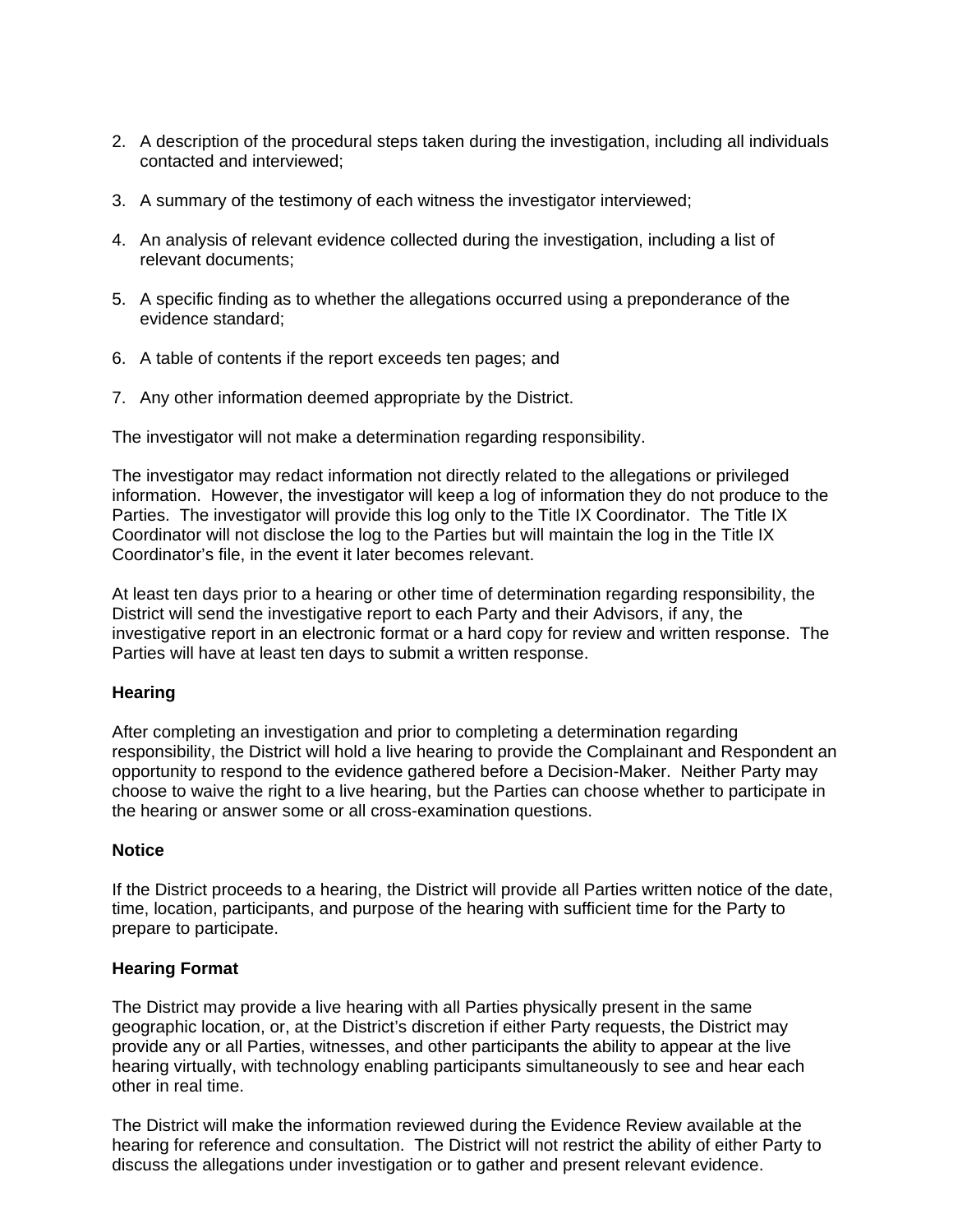2. A description of the procedural steps taken during the investigation, including all individuals contacted and interviewed;

3. A summary of the testimony of each witness the investigator interviewed;

4. An analysis of relevant evidence collected during the investigation, including a list of relevant documents;

5. A specific finding as to whether the allegations occurred using a preponderance of the evidence standard;

6. A table of contents if the report exceeds ten pages; and

7. Any other information deemed appropriate by the District.

The investigator will not make a determination regarding responsibility.

The investigator may redact information not directly related to the allegations or privileged information. However, the investigator will keep a log of information they do not produce to the Parties. The investigator will provide this log only to the Title IX Coordinator. The Title IX Coordinator will not disclose the log to the Parties but will maintain the log in the Title IX Coordinator's file, in the event it later becomes relevant.

At least ten days prior to a hearing or other time of determination regarding responsibility, the District will send the investigative report to each Party and their Advisors, if any, the investigative report in an electronic format or a hard copy for review and written response. The Parties will have at least ten days to submit a written response.

**Hearing**

After completing an investigation and prior to completing a determination regarding responsibility, the District will hold a live hearing to provide the Complainant and Respondent an opportunity to respond to the evidence gathered before a Decision-Maker. Neither Party may choose to waive the right to a live hearing, but the Parties can choose whether to participate in the hearing or answer some or all cross-examination questions.

**Notice**

If the District proceeds to a hearing, the District will provide all Parties written notice of the date, time, location, participants, and purpose of the hearing with sufficient time for the Party to prepare to participate.

**Hearing Format**

The District may provide a live hearing with all Parties physically present in the same geographic location, or, at the District's discretion if either Party requests, the District may provide any or all Parties, witnesses, and other participants the ability to appear at the live hearing virtually, with technology enabling participants simultaneously to see and hear each other in real time.

The District will make the information reviewed during the Evidence Review available at the hearing for reference and consultation. The District will not restrict the ability of either Party to discuss the allegations under investigation or to gather and present relevant evidence.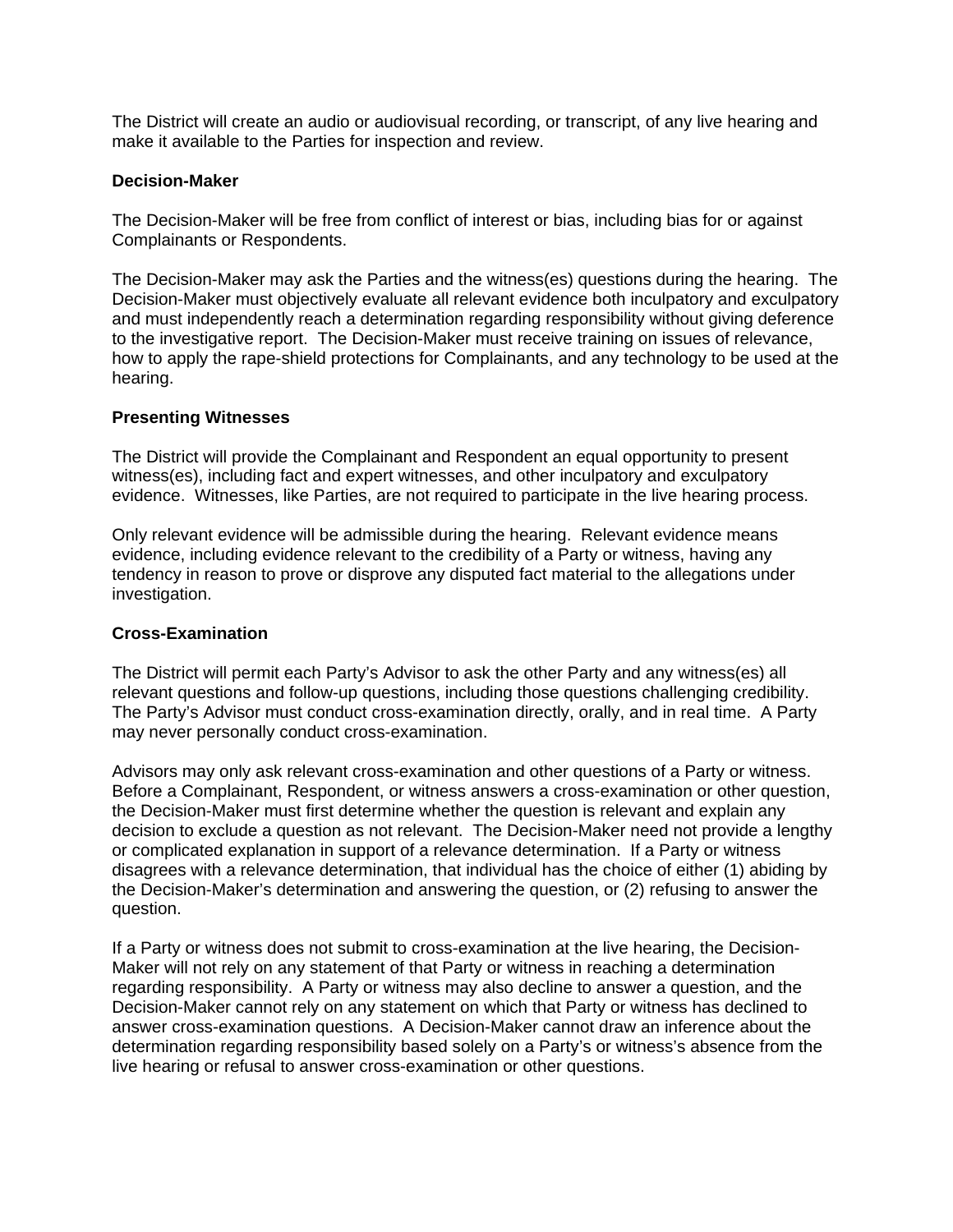The District will create an audio or audiovisual recording, or transcript, of any live hearing and make it available to the Parties for inspection and review.

**Decision-Maker**

The Decision-Maker will be free from conflict of interest or bias, including bias for or against Complainants or Respondents.

The Decision-Maker may ask the Parties and the witness(es) questions during the hearing. The Decision-Maker must objectively evaluate all relevant evidence both inculpatory and exculpatory and must independently reach a determination regarding responsibility without giving deference to the investigative report. The Decision-Maker must receive training on issues of relevance, how to apply the rape-shield protections for Complainants, and any technology to be used at the hearing.

**Presenting Witnesses**

The District will provide the Complainant and Respondent an equal opportunity to present witness(es), including fact and expert witnesses, and other inculpatory and exculpatory evidence. Witnesses, like Parties, are not required to participate in the live hearing process.

Only relevant evidence will be admissible during the hearing. Relevant evidence means evidence, including evidence relevant to the credibility of a Party or witness, having any tendency in reason to prove or disprove any disputed fact material to the allegations under investigation.

**Cross-Examination**

The District will permit each Party's Advisor to ask the other Party and any witness(es) all relevant questions and follow-up questions, including those questions challenging credibility. The Party's Advisor must conduct cross-examination directly, orally, and in real time. A Party may never personally conduct cross-examination.

Advisors may only ask relevant cross-examination and other questions of a Party or witness. Before a Complainant, Respondent, or witness answers a cross-examination or other question, the Decision-Maker must first determine whether the question is relevant and explain any decision to exclude a question as not relevant. The Decision-Maker need not provide a lengthy or complicated explanation in support of a relevance determination. If a Party or witness disagrees with a relevance determination, that individual has the choice of either (1) abiding by the Decision-Maker's determination and answering the question, or (2) refusing to answer the question.

If a Party or witness does not submit to cross-examination at the live hearing, the Decision-Maker will not rely on any statement of that Party or witness in reaching a determination regarding responsibility. A Party or witness may also decline to answer a question, and the Decision-Maker cannot rely on any statement on which that Party or witness has declined to answer cross-examination questions. A Decision-Maker cannot draw an inference about the determination regarding responsibility based solely on a Party's or witness's absence from the live hearing or refusal to answer cross-examination or other questions.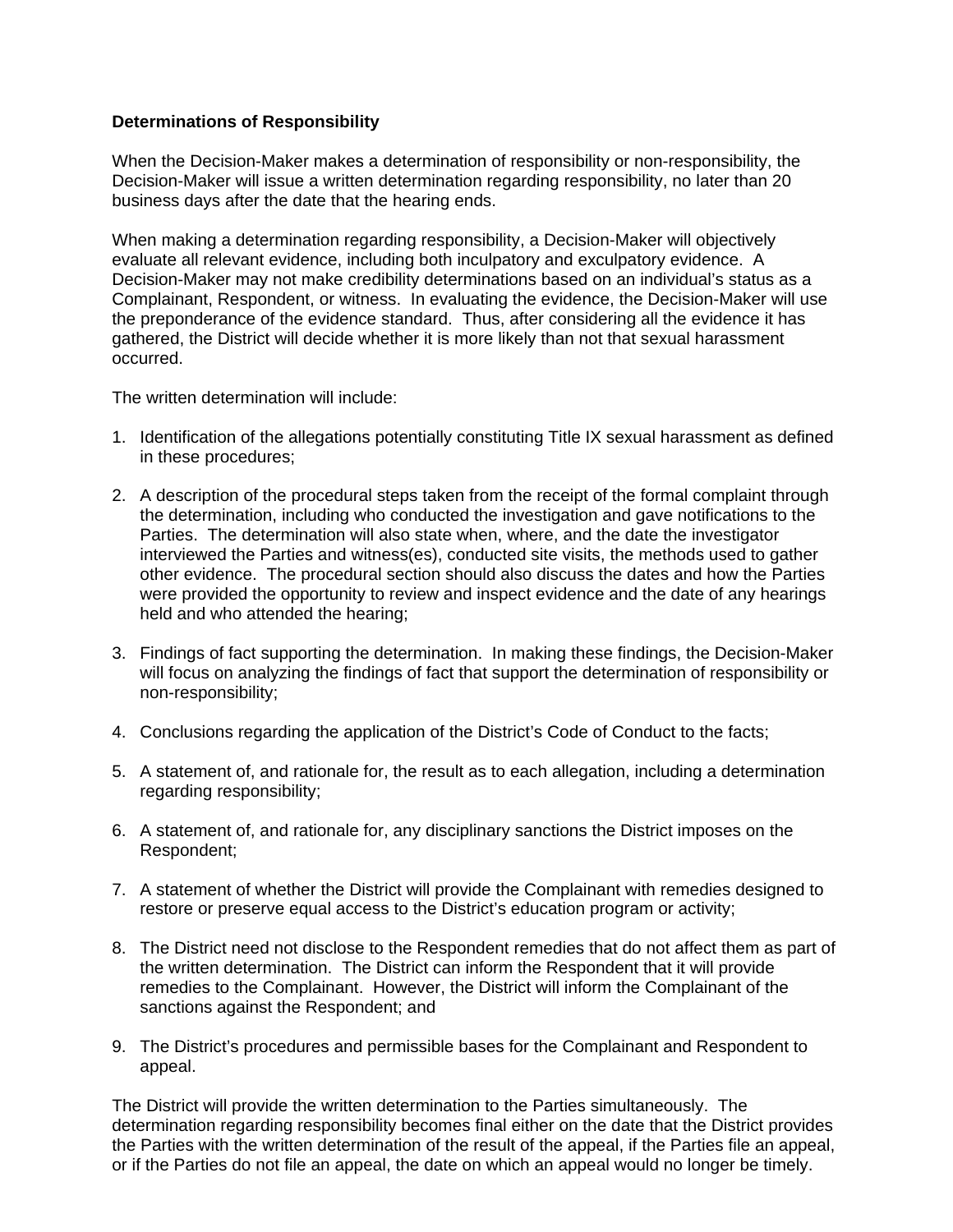**Determinations of Responsibility**

When the Decision-Maker makes a determination of responsibility or non-responsibility, the Decision-Maker will issue a written determination regarding responsibility, no later than 20 business days after the date that the hearing ends.

When making a determination regarding responsibility, a Decision-Maker will objectively evaluate all relevant evidence, including both inculpatory and exculpatory evidence. A Decision-Maker may not make credibility determinations based on an individual's status as a Complainant, Respondent, or witness. In evaluating the evidence, the Decision-Maker will use the preponderance of the evidence standard. Thus, after considering all the evidence it has gathered, the District will decide whether it is more likely than not that sexual harassment occurred.

The written determination will include:

1. Identification of the allegations potentially constituting Title IX sexual harassment as defined in these procedures;

2. A description of the procedural steps taken from the receipt of the formal complaint through the determination, including who conducted the investigation and gave notifications to the Parties. The determination will also state when, where, and the date the investigator interviewed the Parties and witness(es), conducted site visits, the methods used to gather other evidence. The procedural section should also discuss the dates and how the Parties were provided the opportunity to review and inspect evidence and the date of any hearings held and who attended the hearing;

3. Findings of fact supporting the determination. In making these findings, the Decision-Maker will focus on analyzing the findings of fact that support the determination of responsibility or non-responsibility;

4. Conclusions regarding the application of the District's Code of Conduct to the facts;

5. A statement of, and rationale for, the result as to each allegation, including a determination regarding responsibility;

6. A statement of, and rationale for, any disciplinary sanctions the District imposes on the Respondent;

7. A statement of whether the District will provide the Complainant with remedies designed to restore or preserve equal access to the District's education program or activity;

8. The District need not disclose to the Respondent remedies that do not affect them as part of the written determination. The District can inform the Respondent that it will provide remedies to the Complainant. However, the District will inform the Complainant of the sanctions against the Respondent; and

9. The District's procedures and permissible bases for the Complainant and Respondent to appeal.

The District will provide the written determination to the Parties simultaneously. The determination regarding responsibility becomes final either on the date that the District provides the Parties with the written determination of the result of the appeal, if the Parties file an appeal, or if the Parties do not file an appeal, the date on which an appeal would no longer be timely.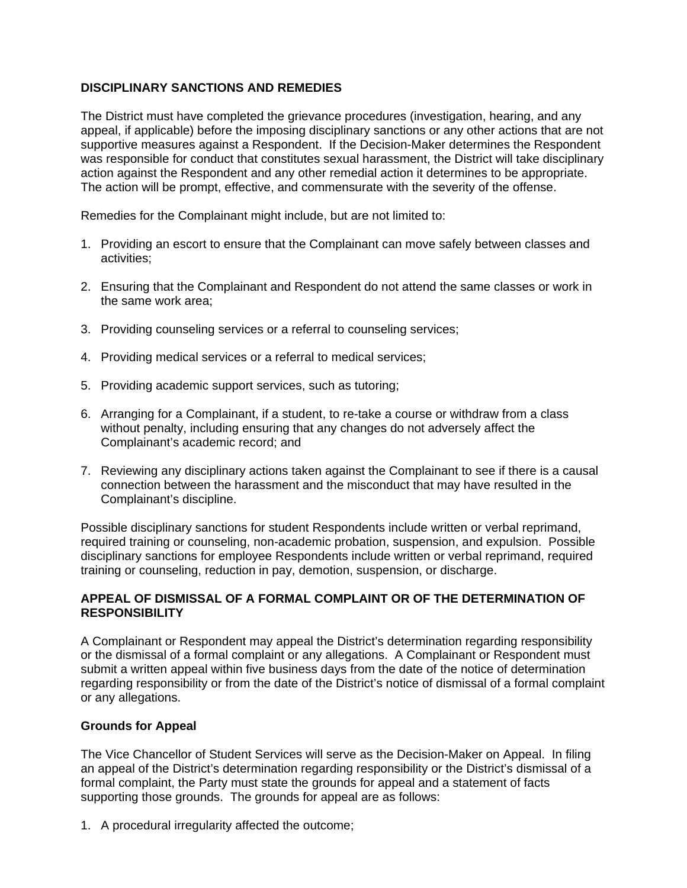## DISCIPLINARY SANCTIONS AND REMEDIES

The District must have completed the grievance procedures (investigation, hearing, and any appeal, if applicable) before the imposing disciplinary sanctions or any other actions that are not supportive measures against a Respondent. If the Decision-Maker determines the Respondent was responsible for conduct that constitutes sexual harassment, the District will take disciplinary action against the Respondent and any other remedial action it determines to be appropriate. The action will be prompt, effective, and commensurate with the severity of the offense.

Remedies for the Complainant might include, but are not limited to:

1. Providing an escort to ensure that the Complainant can move safely between classes and activities;

2. Ensuring that the Complainant and Respondent do not attend the same classes or work in the same work area;

3. Providing counseling services or a referral to counseling services;

4. Providing medical services or a referral to medical services;

5. Providing academic support services, such as tutoring;

6. Arranging for a Complainant, if a student, to re-take a course or withdraw from a class without penalty, including ensuring that any changes do not adversely affect the Complainant's academic record; and

7. Reviewing any disciplinary actions taken against the Complainant to see if there is a causal connection between the harassment and the misconduct that may have resulted in the Complainant's discipline.

Possible disciplinary sanctions for student Respondents include written or verbal reprimand, required training or counseling, non-academic probation, suspension, and expulsion. Possible disciplinary sanctions for employee Respondents include written or verbal reprimand, required training or counseling, reduction in pay, demotion, suspension, or discharge.

## APPEAL OF DISMISSAL OF A FORMAL COMPLAINT OR OF THE DETERMINATION OF RESPONSIBILITY

A Complainant or Respondent may appeal the District's determination regarding responsibility or the dismissal of a formal complaint or any allegations. A Complainant or Respondent must submit a written appeal within five business days from the date of the notice of determination regarding responsibility or from the date of the District's notice of dismissal of a formal complaint or any allegations.

### Grounds for Appeal

The Vice Chancellor of Student Services will serve as the Decision-Maker on Appeal. In filing an appeal of the District's determination regarding responsibility or the District's dismissal of a formal complaint, the Party must state the grounds for appeal and a statement of facts supporting those grounds. The grounds for appeal are as follows:

1. A procedural irregularity affected the outcome;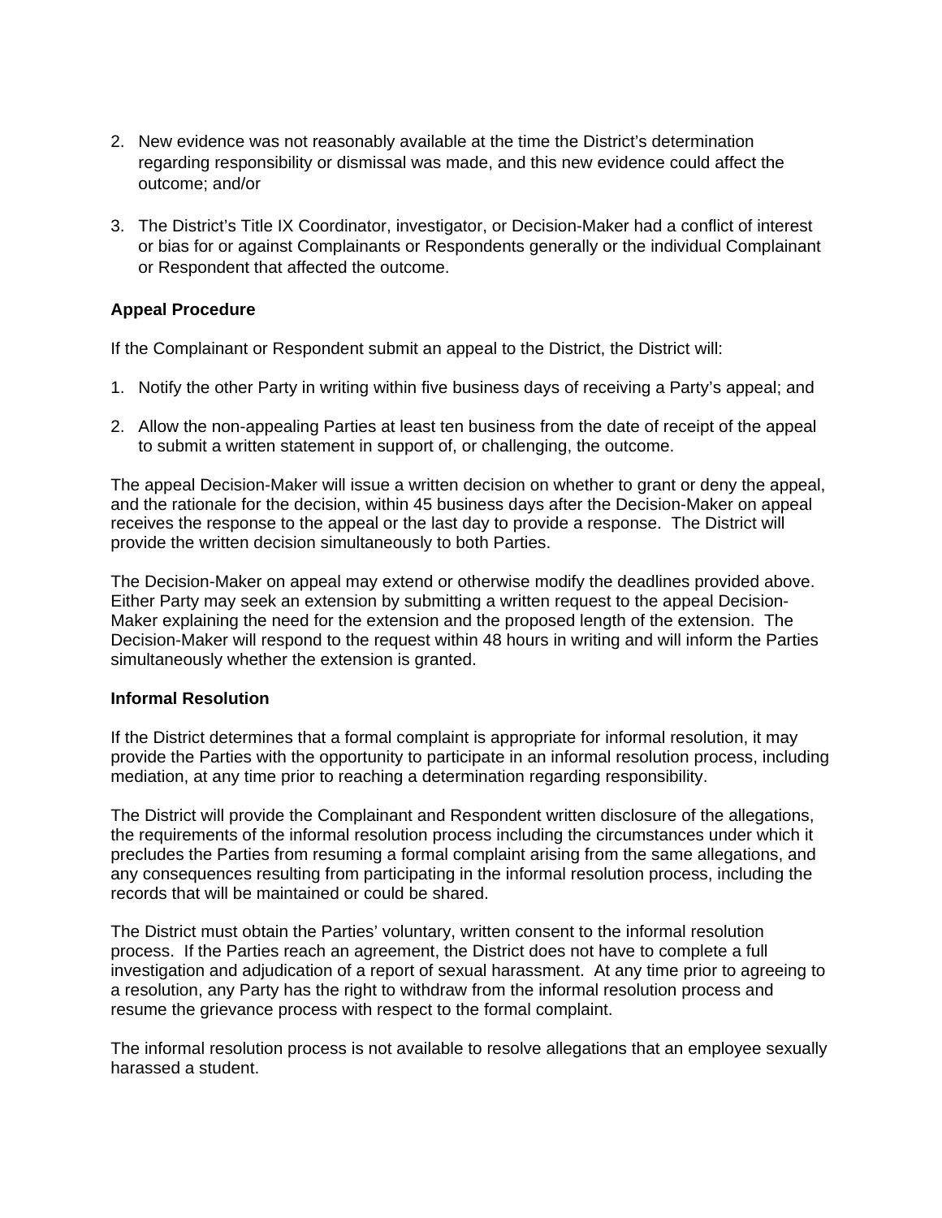2. New evidence was not reasonably available at the time the District's determination regarding responsibility or dismissal was made, and this new evidence could affect the outcome; and/or

3. The District's Title IX Coordinator, investigator, or Decision-Maker had a conflict of interest or bias for or against Complainants or Respondents generally or the individual Complainant or Respondent that affected the outcome.

**Appeal Procedure**

If the Complainant or Respondent submit an appeal to the District, the District will:

1. Notify the other Party in writing within five business days of receiving a Party's appeal; and

2. Allow the non-appealing Parties at least ten business from the date of receipt of the appeal to submit a written statement in support of, or challenging, the outcome.

The appeal Decision-Maker will issue a written decision on whether to grant or deny the appeal, and the rationale for the decision, within 45 business days after the Decision-Maker on appeal receives the response to the appeal or the last day to provide a response. The District will provide the written decision simultaneously to both Parties.

The Decision-Maker on appeal may extend or otherwise modify the deadlines provided above. Either Party may seek an extension by submitting a written request to the appeal Decision-Maker explaining the need for the extension and the proposed length of the extension. The Decision-Maker will respond to the request within 48 hours in writing and will inform the Parties simultaneously whether the extension is granted.

**Informal Resolution**

If the District determines that a formal complaint is appropriate for informal resolution, it may provide the Parties with the opportunity to participate in an informal resolution process, including mediation, at any time prior to reaching a determination regarding responsibility.

The District will provide the Complainant and Respondent written disclosure of the allegations, the requirements of the informal resolution process including the circumstances under which it precludes the Parties from resuming a formal complaint arising from the same allegations, and any consequences resulting from participating in the informal resolution process, including the records that will be maintained or could be shared.

The District must obtain the Parties' voluntary, written consent to the informal resolution process. If the Parties reach an agreement, the District does not have to complete a full investigation and adjudication of a report of sexual harassment. At any time prior to agreeing to a resolution, any Party has the right to withdraw from the informal resolution process and resume the grievance process with respect to the formal complaint.

The informal resolution process is not available to resolve allegations that an employee sexually harassed a student.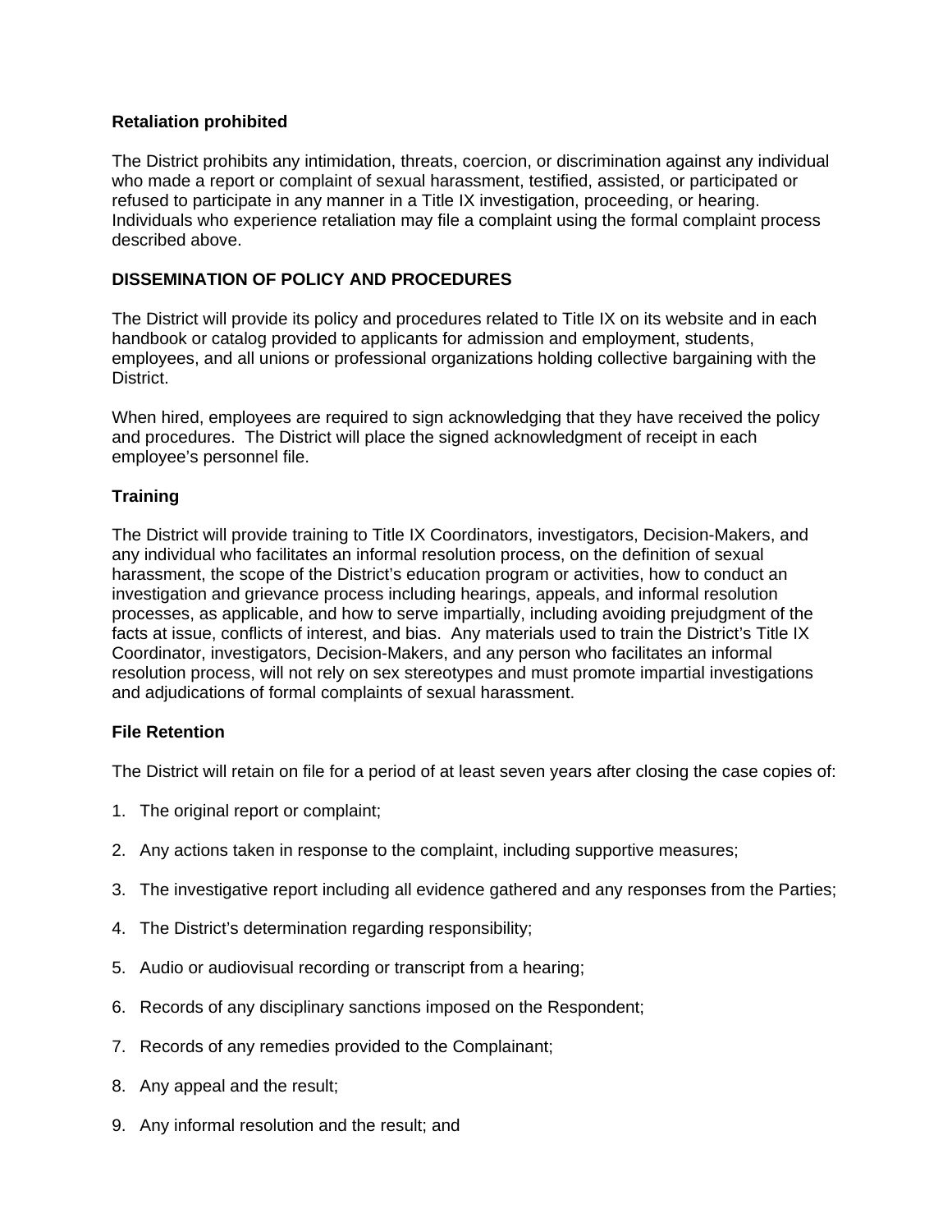**Retaliation prohibited**

The District prohibits any intimidation, threats, coercion, or discrimination against any individual who made a report or complaint of sexual harassment, testified, assisted, or participated or refused to participate in any manner in a Title IX investigation, proceeding, or hearing. Individuals who experience retaliation may file a complaint using the formal complaint process described above.

**DISSEMINATION OF POLICY AND PROCEDURES**

The District will provide its policy and procedures related to Title IX on its website and in each handbook or catalog provided to applicants for admission and employment, students, employees, and all unions or professional organizations holding collective bargaining with the District.

When hired, employees are required to sign acknowledging that they have received the policy and procedures. The District will place the signed acknowledgment of receipt in each employee's personnel file.

**Training**

The District will provide training to Title IX Coordinators, investigators, Decision-Makers, and any individual who facilitates an informal resolution process, on the definition of sexual harassment, the scope of the District's education program or activities, how to conduct an investigation and grievance process including hearings, appeals, and informal resolution processes, as applicable, and how to serve impartially, including avoiding prejudgment of the facts at issue, conflicts of interest, and bias. Any materials used to train the District's Title IX Coordinator, investigators, Decision-Makers, and any person who facilitates an informal resolution process, will not rely on sex stereotypes and must promote impartial investigations and adjudications of formal complaints of sexual harassment.

**File Retention**

The District will retain on file for a period of at least seven years after closing the case copies of:

1. The original report or complaint;
2. Any actions taken in response to the complaint, including supportive measures;
3. The investigative report including all evidence gathered and any responses from the Parties;
4. The District's determination regarding responsibility;
5. Audio or audiovisual recording or transcript from a hearing;
6. Records of any disciplinary sanctions imposed on the Respondent;
7. Records of any remedies provided to the Complainant;
8. Any appeal and the result;
9. Any informal resolution and the result; and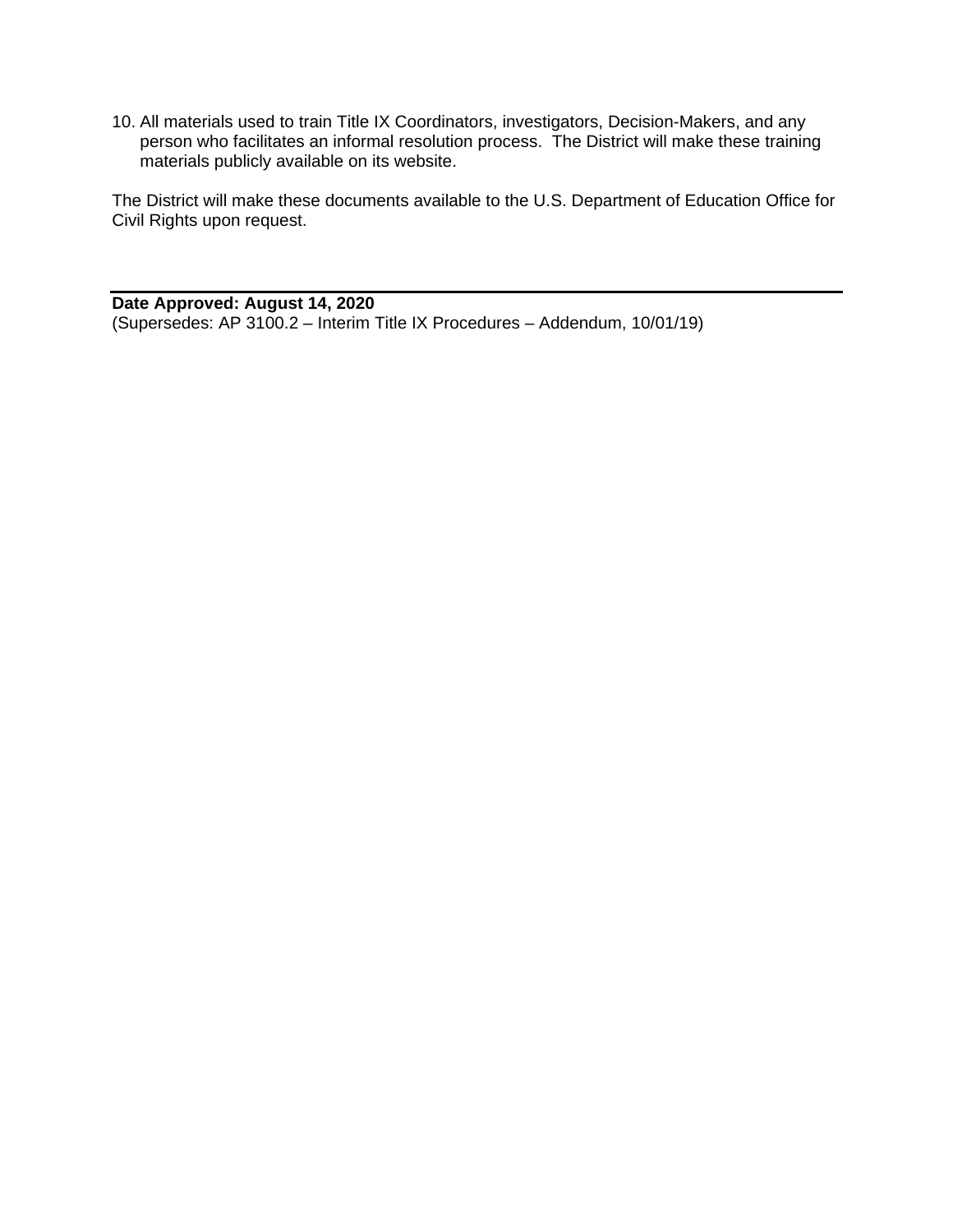10. All materials used to train Title IX Coordinators, investigators, Decision-Makers, and any person who facilitates an informal resolution process. The District will make these training materials publicly available on its website.

The District will make these documents available to the U.S. Department of Education Office for Civil Rights upon request.

---

**Date Approved: August 14, 2020**
(Supersedes: AP 3100.2 – Interim Title IX Procedures – Addendum, 10/01/19)